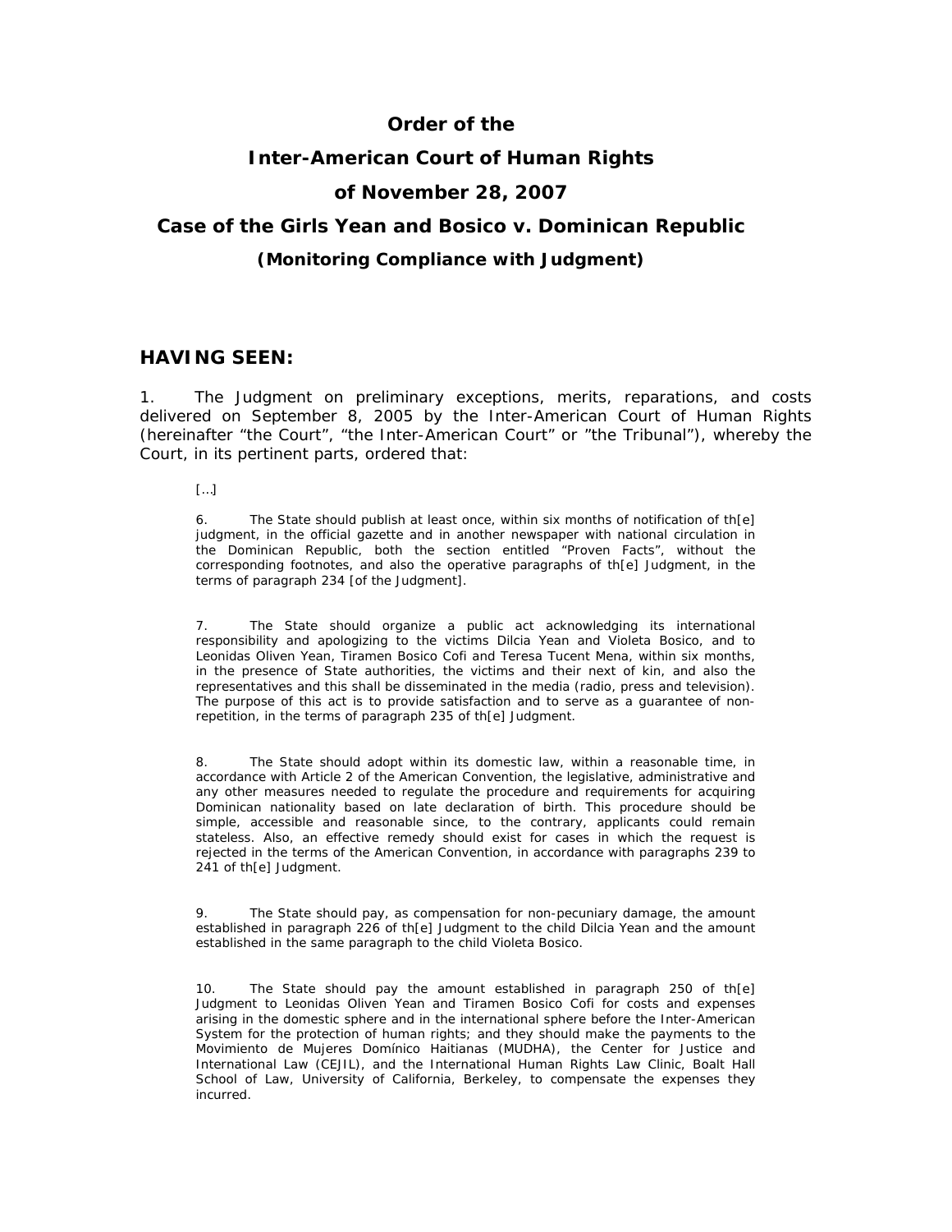# Order of the Inter-American Court of Human Rights of November 28, 2007

## Case of the Girls Yean and Bosico v. Dominican Republic

### (Monitoring Compliance with Judgment)

## HAVING SEEN:

1. The Judgment on preliminary exceptions, merits, reparations, and costs delivered on September 8, 2005 by the Inter-American Court of Human Rights (hereinafter "the Court", "the Inter-American Court" or "the Tribunal"), whereby the Court, in its pertinent parts, ordered that:

> […]
>
> 6. The State should publish at least once, within six months of notification of th[e] judgment, in the official gazette and in another newspaper with national circulation in the Dominican Republic, both the section entitled "Proven Facts", without the corresponding footnotes, and also the operative paragraphs of th[e] Judgment, in the terms of paragraph 234 [of the Judgment].
>
> 7. The State should organize a public act acknowledging its international responsibility and apologizing to the victims Dilcia Yean and Violeta Bosico, and to Leonidas Oliven Yean, Tiramen Bosico Cofi and Teresa Tucent Mena, within six months, in the presence of State authorities, the victims and their next of kin, and also the representatives and this shall be disseminated in the media (radio, press and television). The purpose of this act is to provide satisfaction and to serve as a guarantee of non-repetition, in the terms of paragraph 235 of th[e] Judgment.
>
> 8. The State should adopt within its domestic law, within a reasonable time, in accordance with Article 2 of the American Convention, the legislative, administrative and any other measures needed to regulate the procedure and requirements for acquiring Dominican nationality based on late declaration of birth. This procedure should be simple, accessible and reasonable since, to the contrary, applicants could remain stateless. Also, an effective remedy should exist for cases in which the request is rejected in the terms of the American Convention, in accordance with paragraphs 239 to 241 of th[e] Judgment.
>
> 9. The State should pay, as compensation for non-pecuniary damage, the amount established in paragraph 226 of th[e] Judgment to the child Dilcia Yean and the amount established in the same paragraph to the child Violeta Bosico.
>
> 10. The State should pay the amount established in paragraph 250 of th[e] Judgment to Leonidas Oliven Yean and Tiramen Bosico Cofi for costs and expenses arising in the domestic sphere and in the international sphere before the Inter-American System for the protection of human rights; and they should make the payments to the Movimiento de Mujeres Domínico Haitianas (MUDHA), the Center for Justice and International Law (CEJIL), and the International Human Rights Law Clinic, Boalt Hall School of Law, University of California, Berkeley, to compensate the expenses they incurred.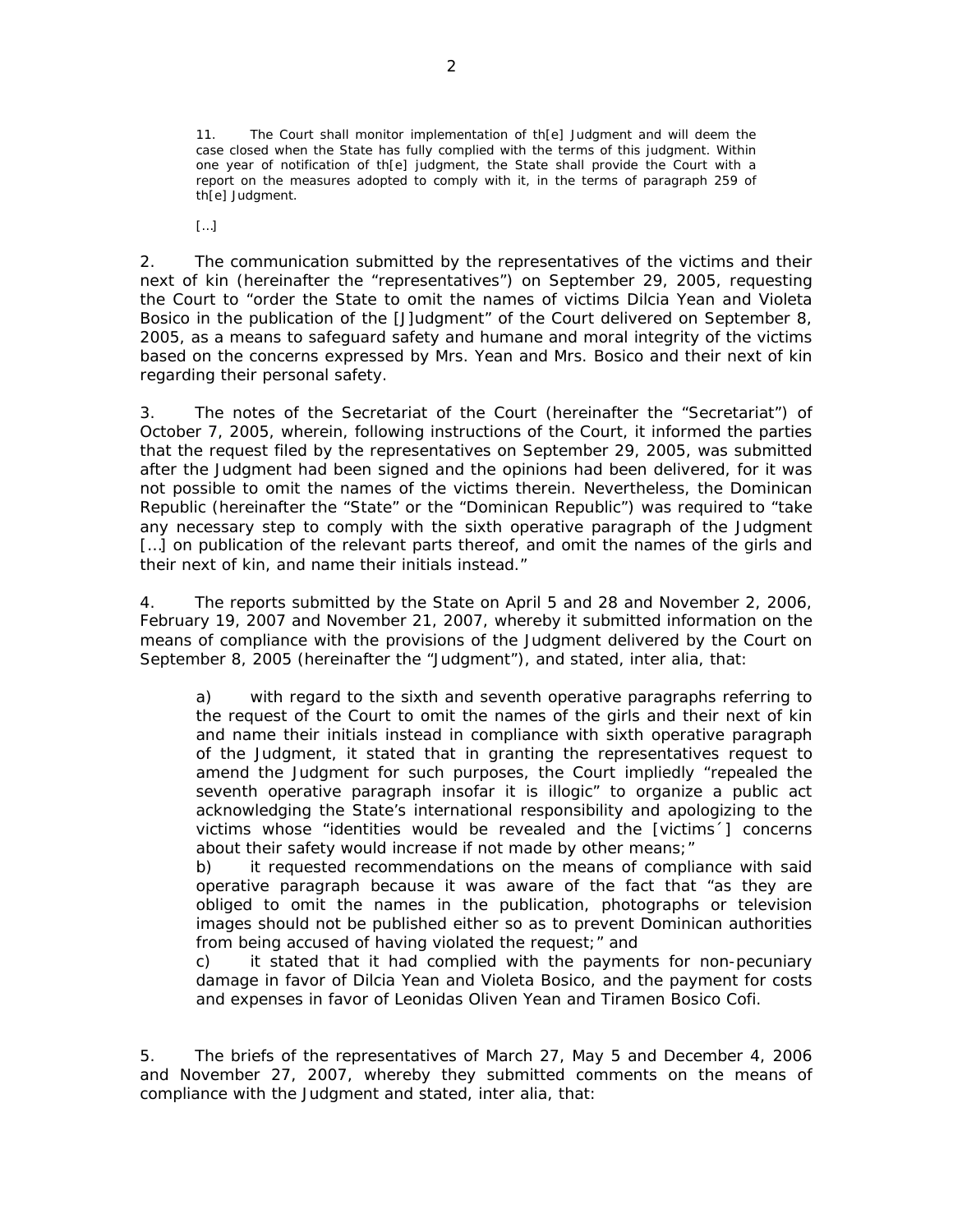> 11. The Court shall monitor implementation of th[e] Judgment and will deem the case closed when the State has fully complied with the terms of this judgment. Within one year of notification of th[e] judgment, the State shall provide the Court with a report on the measures adopted to comply with it, in the terms of paragraph 259 of th[e] Judgment.
>
> […]

2. The communication submitted by the representatives of the victims and their next of kin (hereinafter the "representatives") on September 29, 2005, requesting the Court to "order the State to omit the names of victims Dilcia Yean and Violeta Bosico in the publication of the [J]Judgment" of the Court delivered on September 8, 2005, as a means to safeguard safety and humane and moral integrity of the victims based on the concerns expressed by Mrs. Yean and Mrs. Bosico and their next of kin regarding their personal safety.

3. The notes of the Secretariat of the Court (hereinafter the "Secretariat") of October 7, 2005, wherein, following instructions of the Court, it informed the parties that the request filed by the representatives on September 29, 2005, was submitted after the Judgment had been signed and the opinions had been delivered, for it was not possible to omit the names of the victims therein. Nevertheless, the Dominican Republic (hereinafter the "State" or the "Dominican Republic") was required to "take any necessary step to comply with the sixth operative paragraph of the Judgment […] on publication of the relevant parts thereof, and omit the names of the girls and their next of kin, and name their initials instead."

4. The reports submitted by the State on April 5 and 28 and November 2, 2006, February 19, 2007 and November 21, 2007, whereby it submitted information on the means of compliance with the provisions of the Judgment delivered by the Court on September 8, 2005 (hereinafter the "Judgment"), and stated, inter alia, that:

> a) with regard to the sixth and seventh operative paragraphs referring to the request of the Court to omit the names of the girls and their next of kin and name their initials instead in compliance with sixth operative paragraph of the Judgment, it stated that in granting the representatives request to amend the Judgment for such purposes, the Court impliedly "repealed the seventh operative paragraph insofar it is illogic" to organize a public act acknowledging the State's international responsibility and apologizing to the victims whose "identities would be revealed and the [victims´] concerns about their safety would increase if not made by other means;"
>
> b) it requested recommendations on the means of compliance with said operative paragraph because it was aware of the fact that "as they are obliged to omit the names in the publication, photographs or television images should not be published either so as to prevent Dominican authorities from being accused of having violated the request;" and
>
> c) it stated that it had complied with the payments for non-pecuniary damage in favor of Dilcia Yean and Violeta Bosico, and the payment for costs and expenses in favor of Leonidas Oliven Yean and Tiramen Bosico Cofi.

5. The briefs of the representatives of March 27, May 5 and December 4, 2006 and November 27, 2007, whereby they submitted comments on the means of compliance with the Judgment and stated, inter alia, that: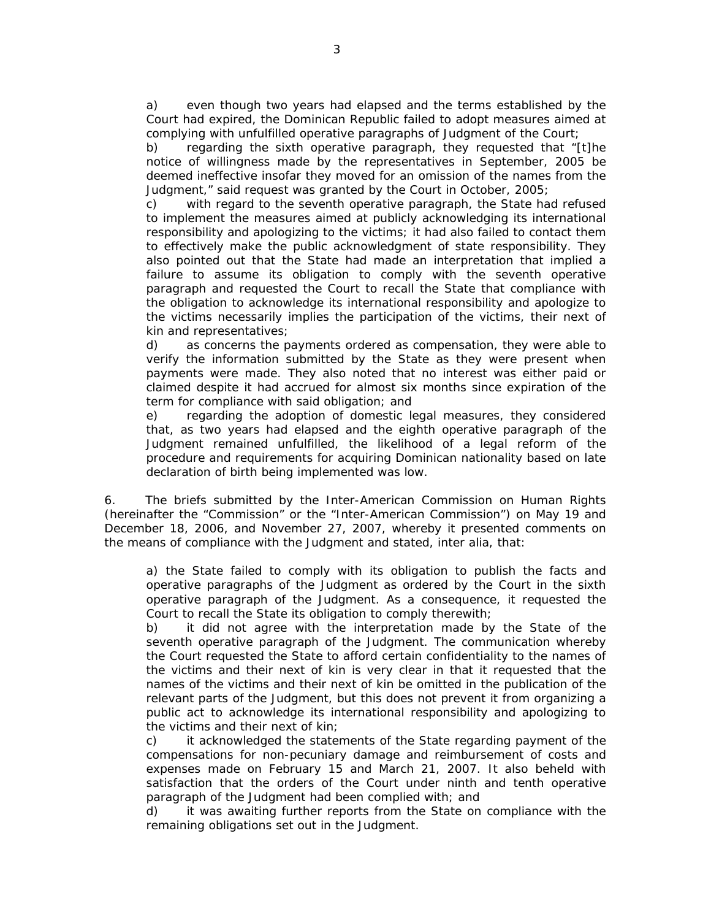a) even though two years had elapsed and the terms established by the Court had expired, the Dominican Republic failed to adopt measures aimed at complying with unfulfilled operative paragraphs of Judgment of the Court;

b) regarding the sixth operative paragraph, they requested that "[t]he notice of willingness made by the representatives in September, 2005 be deemed ineffective insofar they moved for an omission of the names from the Judgment," said request was granted by the Court in October, 2005;

c) with regard to the seventh operative paragraph, the State had refused to implement the measures aimed at publicly acknowledging its international responsibility and apologizing to the victims; it had also failed to contact them to effectively make the public acknowledgment of state responsibility. They also pointed out that the State had made an interpretation that implied a failure to assume its obligation to comply with the seventh operative paragraph and requested the Court to recall the State that compliance with the obligation to acknowledge its international responsibility and apologize to the victims necessarily implies the participation of the victims, their next of kin and representatives;

d) as concerns the payments ordered as compensation, they were able to verify the information submitted by the State as they were present when payments were made. They also noted that no interest was either paid or claimed despite it had accrued for almost six months since expiration of the term for compliance with said obligation; and

e) regarding the adoption of domestic legal measures, they considered that, as two years had elapsed and the eighth operative paragraph of the Judgment remained unfulfilled, the likelihood of a legal reform of the procedure and requirements for acquiring Dominican nationality based on late declaration of birth being implemented was low.

6. The briefs submitted by the Inter-American Commission on Human Rights (hereinafter the "Commission" or the "Inter-American Commission") on May 19 and December 18, 2006, and November 27, 2007, whereby it presented comments on the means of compliance with the Judgment and stated, inter alia, that:

a) the State failed to comply with its obligation to publish the facts and operative paragraphs of the Judgment as ordered by the Court in the sixth operative paragraph of the Judgment. As a consequence, it requested the Court to recall the State its obligation to comply therewith;

b) it did not agree with the interpretation made by the State of the seventh operative paragraph of the Judgment. The communication whereby the Court requested the State to afford certain confidentiality to the names of the victims and their next of kin is very clear in that it requested that the names of the victims and their next of kin be omitted in the publication of the relevant parts of the Judgment, but this does not prevent it from organizing a public act to acknowledge its international responsibility and apologizing to the victims and their next of kin;

c) it acknowledged the statements of the State regarding payment of the compensations for non-pecuniary damage and reimbursement of costs and expenses made on February 15 and March 21, 2007. It also beheld with satisfaction that the orders of the Court under ninth and tenth operative paragraph of the Judgment had been complied with; and

d) it was awaiting further reports from the State on compliance with the remaining obligations set out in the Judgment.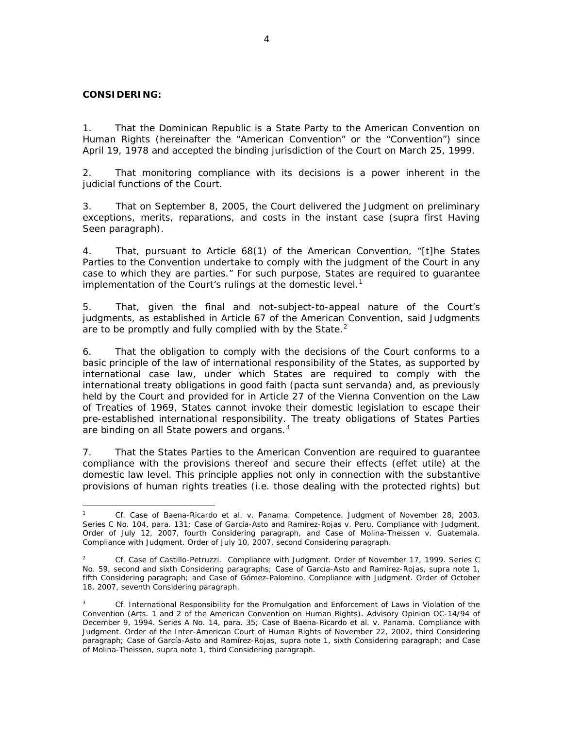**CONSIDERING:**

1. That the Dominican Republic is a State Party to the American Convention on Human Rights (hereinafter the "American Convention" or the "Convention") since April 19, 1978 and accepted the binding jurisdiction of the Court on March 25, 1999.

2. That monitoring compliance with its decisions is a power inherent in the judicial functions of the Court.

3. That on September 8, 2005, the Court delivered the Judgment on preliminary exceptions, merits, reparations, and costs in the instant case (*supra* first Having Seen paragraph).

4. That, pursuant to Article 68(1) of the American Convention, "[t]he States Parties to the Convention undertake to comply with the judgment of the Court in any case to which they are parties." For such purpose, States are required to guarantee implementation of the Court's rulings at the domestic level.[1]

5. That, given the final and not-subject-to-appeal nature of the Court's judgments, as established in Article 67 of the American Convention, said Judgments are to be promptly and fully complied with by the State.[2]

6. That the obligation to comply with the decisions of the Court conforms to a basic principle of the law of international responsibility of the States, as supported by international case law, under which States are required to comply with the international treaty obligations in good faith (*pacta sunt servanda*) and, as previously held by the Court and provided for in Article 27 of the Vienna Convention on the Law of Treaties of 1969, States cannot invoke their domestic legislation to escape their pre-established international responsibility. The treaty obligations of States Parties are binding on all State powers and organs.[3]

7. That the States Parties to the American Convention are required to guarantee compliance with the provisions thereof and secure their effects (*effet utile*) at the domestic law level. This principle applies not only in connection with the substantive provisions of human rights treaties (i.e. those dealing with the protected rights) but

---

[1] Cf. *Case of Baena-Ricardo et al. v. Panama. Competence*. Judgment of November 28, 2003. Series C No. 104, para. 131; *Case of García-Asto and Ramírez-Rojas v. Peru. Compliance with Judgment*. Order of July 12, 2007, fourth Considering paragraph, and *Case of Molina-Theissen v. Guatemala. Compliance with Judgment*. Order of July 10, 2007, second Considering paragraph.

[2] Cf. *Case of Castillo-Petruzzi. Compliance with Judgment*. Order of November 17, 1999. Series C No. 59, second and sixth Considering paragraphs; *Case of García-Asto and Ramírez-Rojas*, supra note 1, fifth Considering paragraph; and *Case of Gómez-Palomino. Compliance with Judgment*. Order of October 18, 2007, seventh Considering paragraph.

[3] Cf. *International Responsibility for the Promulgation and Enforcement of Laws in Violation of the Convention (Arts. 1 and 2 of the American Convention on Human Rights)*. Advisory Opinion OC-14/94 of December 9, 1994. Series A No. 14, para. 35; *Case of Baena-Ricardo et al. v. Panama. Compliance with Judgment*. Order of the Inter-American Court of Human Rights of November 22, 2002, third Considering paragraph; *Case of García-Asto and Ramírez-Rojas*, supra note 1, sixth Considering paragraph; and *Case of Molina-Theissen*, supra note 1, third Considering paragraph.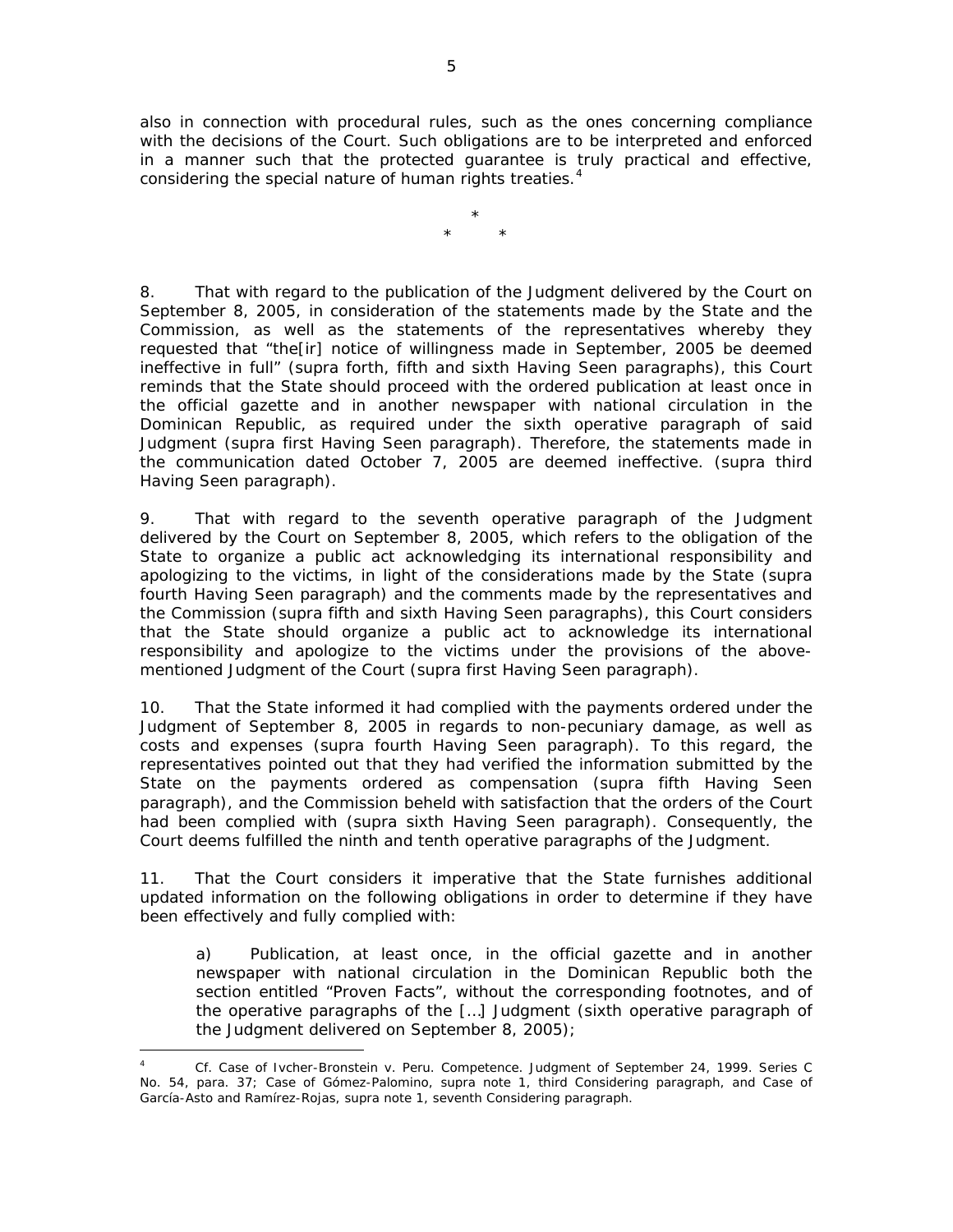also in connection with procedural rules, such as the ones concerning compliance with the decisions of the Court. Such obligations are to be interpreted and enforced in a manner such that the protected guarantee is truly practical and effective, considering the special nature of human rights treaties.[4]

\*

\* \*

8. That with regard to the publication of the Judgment delivered by the Court on September 8, 2005, in consideration of the statements made by the State and the Commission, as well as the statements of the representatives whereby they requested that "the[ir] notice of willingness made in September, 2005 be deemed ineffective in full" (*supra* forth, fifth and sixth Having Seen paragraphs), this Court reminds that the State should proceed with the ordered publication at least once in the official gazette and in another newspaper with national circulation in the Dominican Republic, as required under the sixth operative paragraph of said Judgment (*supra* first Having Seen paragraph). Therefore, the statements made in the communication dated October 7, 2005 are deemed ineffective. (*supra* third Having Seen paragraph).

9. That with regard to the seventh operative paragraph of the Judgment delivered by the Court on September 8, 2005, which refers to the obligation of the State to organize a public act acknowledging its international responsibility and apologizing to the victims, in light of the considerations made by the State (*supra* fourth Having Seen paragraph) and the comments made by the representatives and the Commission (*supra* fifth and sixth Having Seen paragraphs), this Court considers that the State should organize a public act to acknowledge its international responsibility and apologize to the victims under the provisions of the above-mentioned Judgment of the Court (*supra* first Having Seen paragraph).

10. That the State informed it had complied with the payments ordered under the Judgment of September 8, 2005 in regards to non-pecuniary damage, as well as costs and expenses (*supra* fourth Having Seen paragraph). To this regard, the representatives pointed out that they had verified the information submitted by the State on the payments ordered as compensation (*supra* fifth Having Seen paragraph), and the Commission beheld with satisfaction that the orders of the Court had been complied with (*supra* sixth Having Seen paragraph). Consequently, the Court deems fulfilled the ninth and tenth operative paragraphs of the Judgment.

11. That the Court considers it imperative that the State furnishes additional updated information on the following obligations in order to determine if they have been effectively and fully complied with:

> a) Publication, at least once, in the official gazette and in another newspaper with national circulation in the Dominican Republic both the section entitled "Proven Facts", without the corresponding footnotes, and of the operative paragraphs of the […] Judgment (*sixth operative paragraph of the Judgment delivered on September 8, 2005*);

---

[4] Cf. *Case of Ivcher-Bronstein v. Peru. Competence.* Judgment of September 24, 1999. Series C No. 54, para. 37; *Case of Gómez-Palomino, supra* note 1, third Considering paragraph, and *Case of García-Asto and Ramírez-Rojas, supra* note 1, seventh Considering paragraph.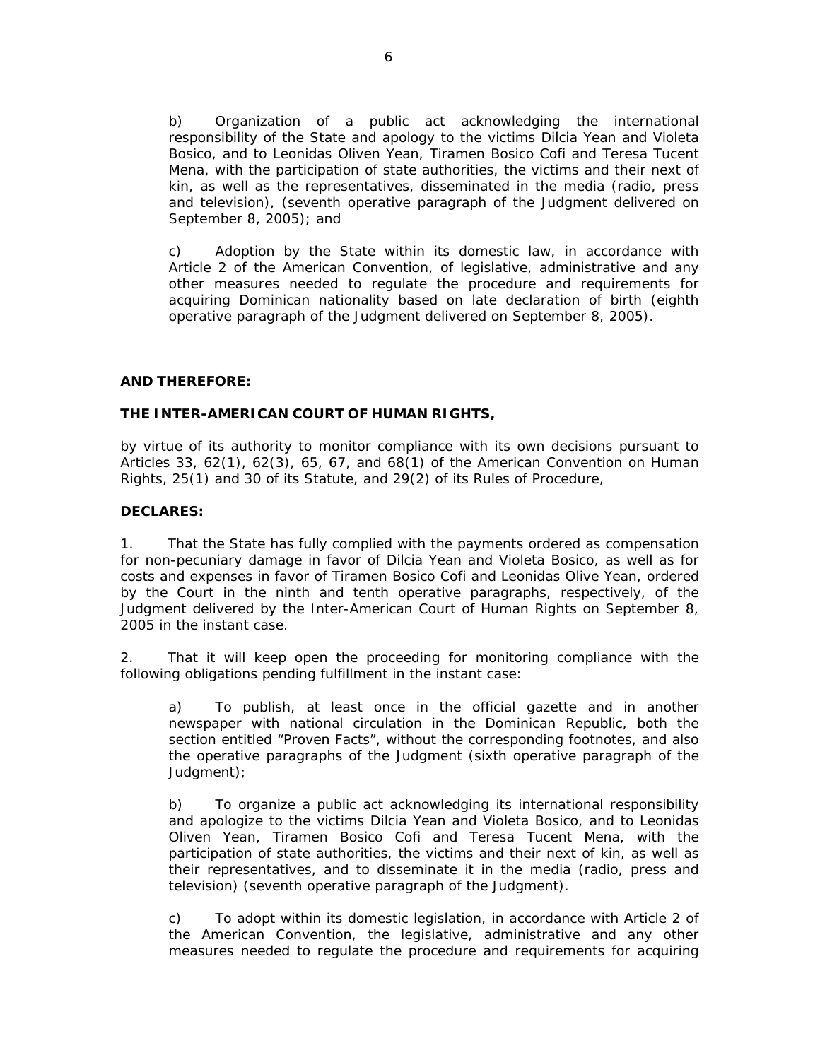b) Organization of a public act acknowledging the international responsibility of the State and apology to the victims Dilcia Yean and Violeta Bosico, and to Leonidas Oliven Yean, Tiramen Bosico Cofi and Teresa Tucent Mena, with the participation of state authorities, the victims and their next of kin, as well as the representatives, disseminated in the media (radio, press and television), (seventh operative paragraph of the Judgment delivered on September 8, 2005); and

c) Adoption by the State within its domestic law, in accordance with Article 2 of the American Convention, of legislative, administrative and any other measures needed to regulate the procedure and requirements for acquiring Dominican nationality based on late declaration of birth (eighth operative paragraph of the Judgment delivered on September 8, 2005).

**AND THEREFORE:**

**THE INTER-AMERICAN COURT OF HUMAN RIGHTS,**

by virtue of its authority to monitor compliance with its own decisions pursuant to Articles 33, 62(1), 62(3), 65, 67, and 68(1) of the American Convention on Human Rights, 25(1) and 30 of its Statute, and 29(2) of its Rules of Procedure,

**DECLARES:**

1. That the State has fully complied with the payments ordered as compensation for non-pecuniary damage in favor of Dilcia Yean and Violeta Bosico, as well as for costs and expenses in favor of Tiramen Bosico Cofi and Leonidas Olive Yean, ordered by the Court in the ninth and tenth operative paragraphs, respectively, of the Judgment delivered by the Inter-American Court of Human Rights on September 8, 2005 in the instant case.

2. That it will keep open the proceeding for monitoring compliance with the following obligations pending fulfillment in the instant case:

a) To publish, at least once in the official gazette and in another newspaper with national circulation in the Dominican Republic, both the section entitled "Proven Facts", without the corresponding footnotes, and also the operative paragraphs of the Judgment (sixth operative paragraph of the Judgment);

b) To organize a public act acknowledging its international responsibility and apologize to the victims Dilcia Yean and Violeta Bosico, and to Leonidas Oliven Yean, Tiramen Bosico Cofi and Teresa Tucent Mena, with the participation of state authorities, the victims and their next of kin, as well as their representatives, and to disseminate it in the media (radio, press and television) (seventh operative paragraph of the Judgment).

c) To adopt within its domestic legislation, in accordance with Article 2 of the American Convention, the legislative, administrative and any other measures needed to regulate the procedure and requirements for acquiring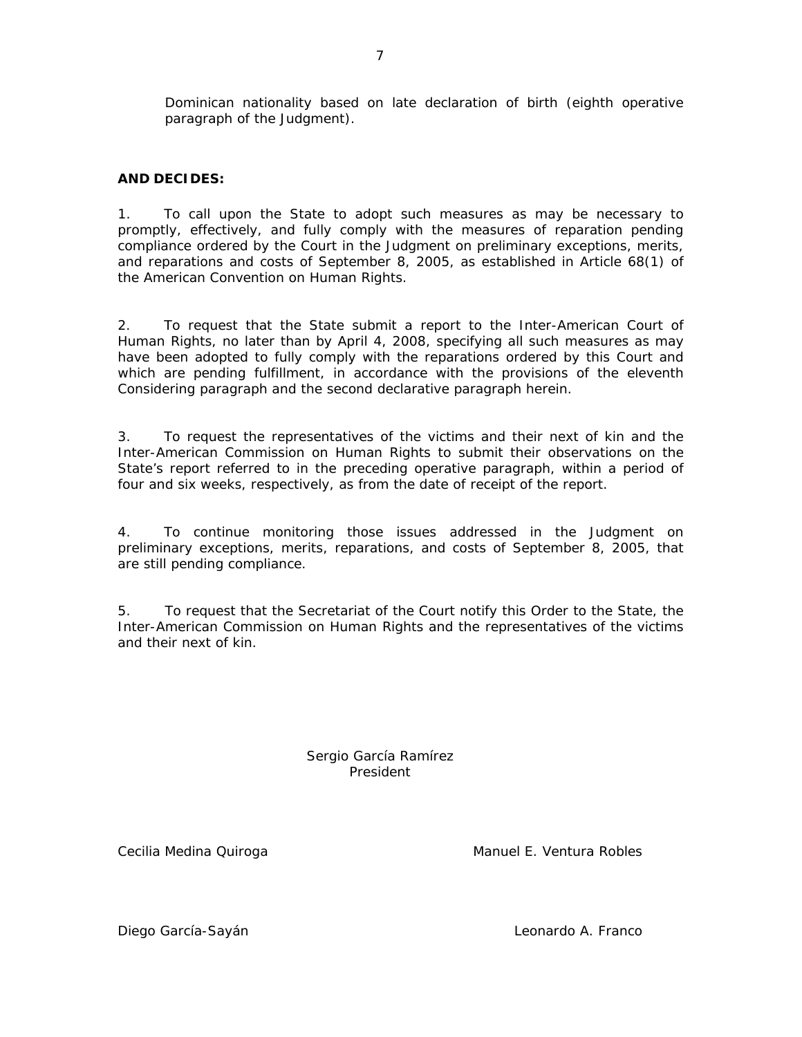Dominican nationality based on late declaration of birth (eighth operative paragraph of the Judgment).

**AND DECIDES:**

1. To call upon the State to adopt such measures as may be necessary to promptly, effectively, and fully comply with the measures of reparation pending compliance ordered by the Court in the Judgment on preliminary exceptions, merits, and reparations and costs of September 8, 2005, as established in Article 68(1) of the American Convention on Human Rights.

2. To request that the State submit a report to the Inter-American Court of Human Rights, no later than by April 4, 2008, specifying all such measures as may have been adopted to fully comply with the reparations ordered by this Court and which are pending fulfillment, in accordance with the provisions of the eleventh Considering paragraph and the second declarative paragraph herein.

3. To request the representatives of the victims and their next of kin and the Inter-American Commission on Human Rights to submit their observations on the State's report referred to in the preceding operative paragraph, within a period of four and six weeks, respectively, as from the date of receipt of the report.

4. To continue monitoring those issues addressed in the Judgment on preliminary exceptions, merits, reparations, and costs of September 8, 2005, that are still pending compliance.

5. To request that the Secretariat of the Court notify this Order to the State, the Inter-American Commission on Human Rights and the representatives of the victims and their next of kin.

Sergio García Ramírez
President

Cecilia Medina Quiroga

Manuel E. Ventura Robles

Diego García-Sayán

Leonardo A. Franco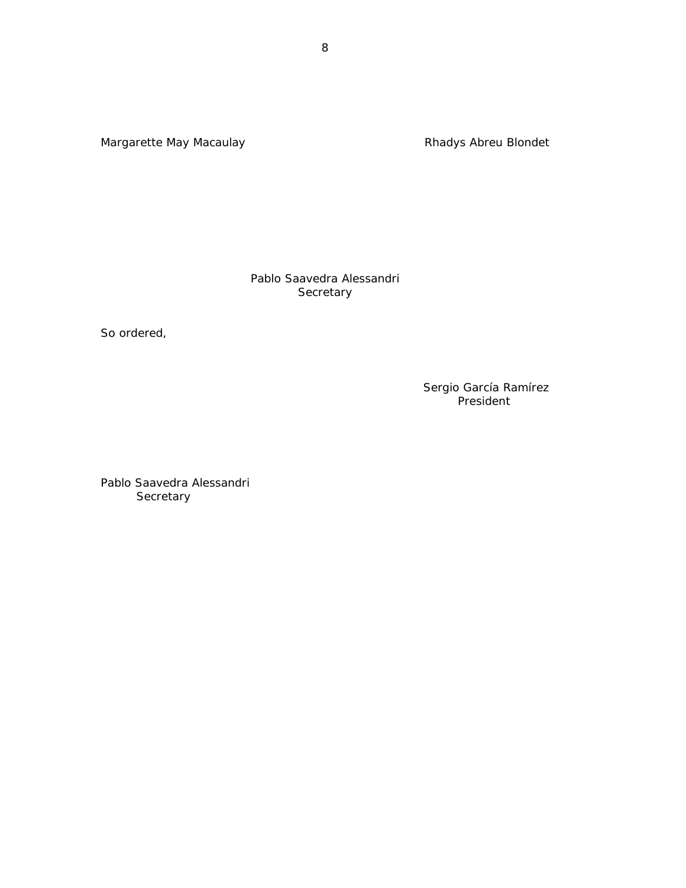Margarette May Macaulay

Rhadys Abreu Blondet

Pablo Saavedra Alessandri
Secretary

So ordered,

Sergio García Ramírez
President

Pablo Saavedra Alessandri
Secretary